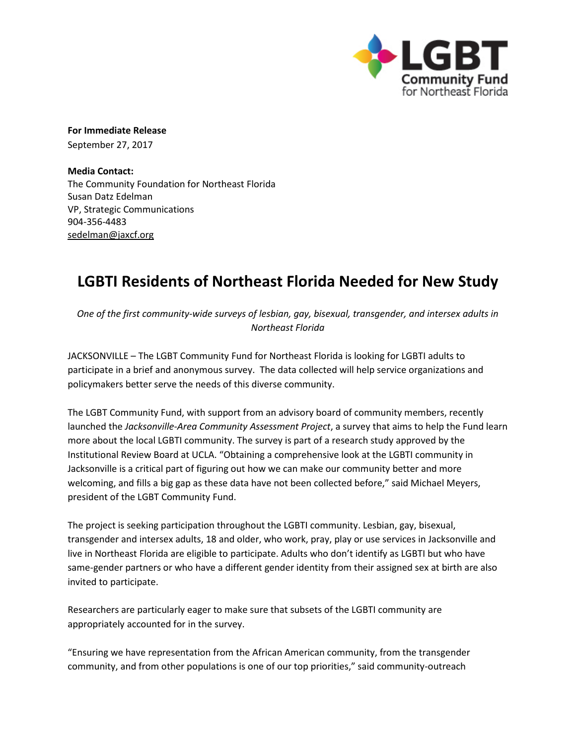LGBT Community Fund for Northeast Florida

**For Immediate Release**
September 27, 2017

**Media Contact:**
The Community Foundation for Northeast Florida
Susan Datz Edelman
VP, Strategic Communications
904-356-4483
sedelman@jaxcf.org

# LGBTI Residents of Northeast Florida Needed for New Study

*One of the first community-wide surveys of lesbian, gay, bisexual, transgender, and intersex adults in Northeast Florida*

JACKSONVILLE – The LGBT Community Fund for Northeast Florida is looking for LGBTI adults to participate in a brief and anonymous survey. The data collected will help service organizations and policymakers better serve the needs of this diverse community.

The LGBT Community Fund, with support from an advisory board of community members, recently launched the *Jacksonville-Area Community Assessment Project*, a survey that aims to help the Fund learn more about the local LGBTI community. The survey is part of a research study approved by the Institutional Review Board at UCLA. "Obtaining a comprehensive look at the LGBTI community in Jacksonville is a critical part of figuring out how we can make our community better and more welcoming, and fills a big gap as these data have not been collected before," said Michael Meyers, president of the LGBT Community Fund.

The project is seeking participation throughout the LGBTI community. Lesbian, gay, bisexual, transgender and intersex adults, 18 and older, who work, pray, play or use services in Jacksonville and live in Northeast Florida are eligible to participate. Adults who don't identify as LGBTI but who have same-gender partners or who have a different gender identity from their assigned sex at birth are also invited to participate.

Researchers are particularly eager to make sure that subsets of the LGBTI community are appropriately accounted for in the survey.

"Ensuring we have representation from the African American community, from the transgender community, and from other populations is one of our top priorities," said community-outreach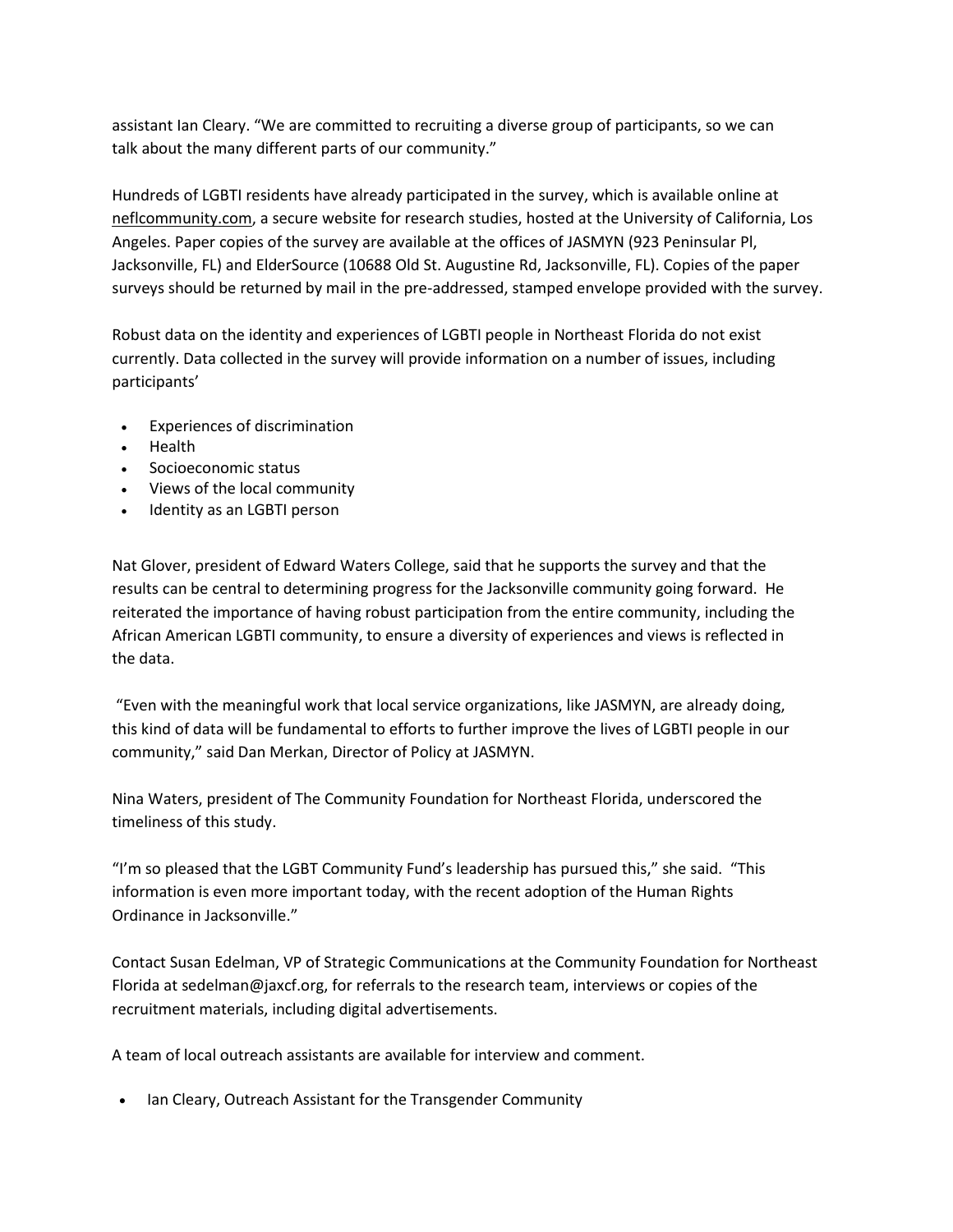assistant Ian Cleary. "We are committed to recruiting a diverse group of participants, so we can talk about the many different parts of our community."

Hundreds of LGBTI residents have already participated in the survey, which is available online at neflcommunity.com, a secure website for research studies, hosted at the University of California, Los Angeles. Paper copies of the survey are available at the offices of JASMYN (923 Peninsular Pl, Jacksonville, FL) and ElderSource (10688 Old St. Augustine Rd, Jacksonville, FL). Copies of the paper surveys should be returned by mail in the pre-addressed, stamped envelope provided with the survey.

Robust data on the identity and experiences of LGBTI people in Northeast Florida do not exist currently. Data collected in the survey will provide information on a number of issues, including participants'

- Experiences of discrimination
- Health
- Socioeconomic status
- Views of the local community
- Identity as an LGBTI person

Nat Glover, president of Edward Waters College, said that he supports the survey and that the results can be central to determining progress for the Jacksonville community going forward. He reiterated the importance of having robust participation from the entire community, including the African American LGBTI community, to ensure a diversity of experiences and views is reflected in the data.

"Even with the meaningful work that local service organizations, like JASMYN, are already doing, this kind of data will be fundamental to efforts to further improve the lives of LGBTI people in our community," said Dan Merkan, Director of Policy at JASMYN.

Nina Waters, president of The Community Foundation for Northeast Florida, underscored the timeliness of this study.

"I'm so pleased that the LGBT Community Fund's leadership has pursued this," she said. "This information is even more important today, with the recent adoption of the Human Rights Ordinance in Jacksonville."

Contact Susan Edelman, VP of Strategic Communications at the Community Foundation for Northeast Florida at sedelman@jaxcf.org, for referrals to the research team, interviews or copies of the recruitment materials, including digital advertisements.

A team of local outreach assistants are available for interview and comment.

- Ian Cleary, Outreach Assistant for the Transgender Community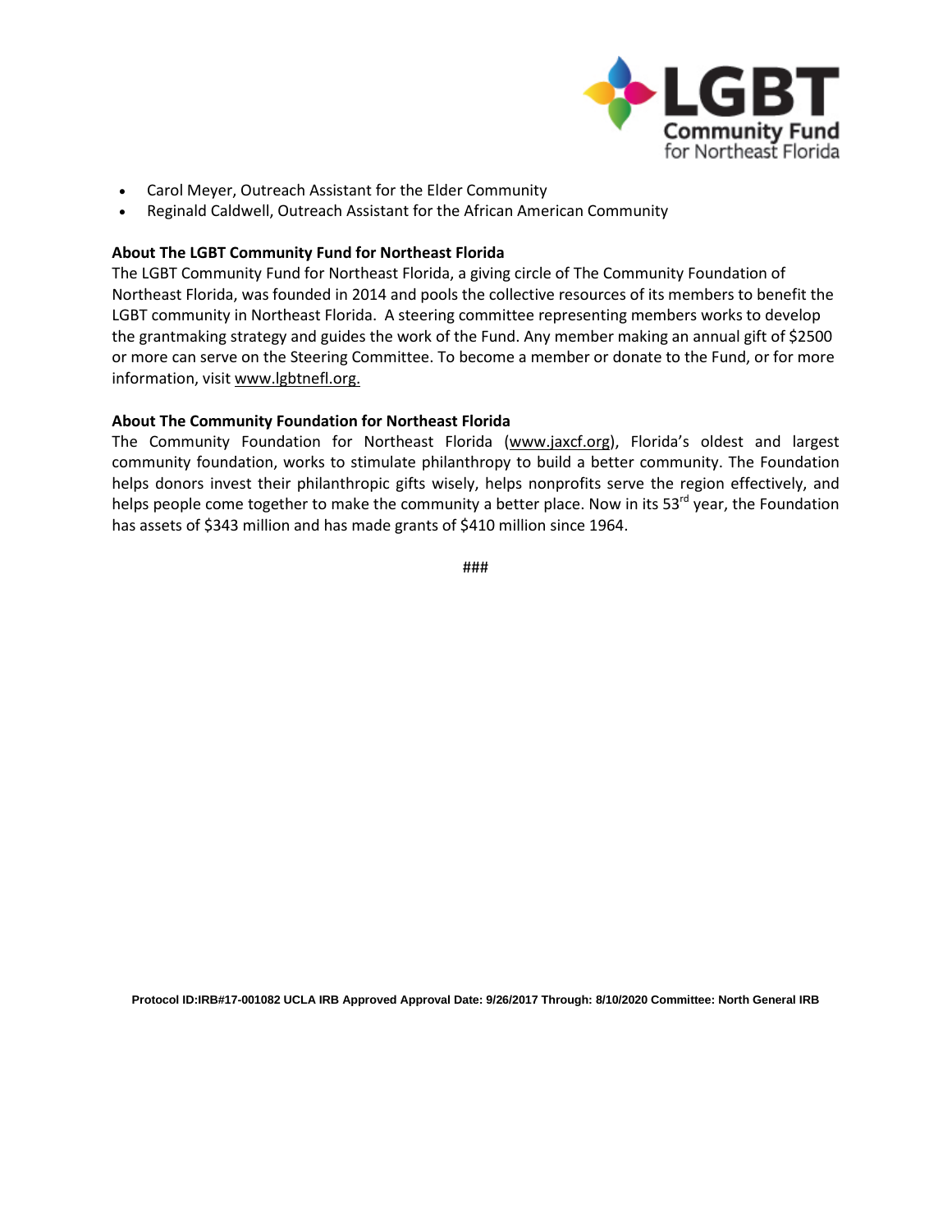- Carol Meyer, Outreach Assistant for the Elder Community
- Reginald Caldwell, Outreach Assistant for the African American Community

**About The LGBT Community Fund for Northeast Florida**

The LGBT Community Fund for Northeast Florida, a giving circle of The Community Foundation of Northeast Florida, was founded in 2014 and pools the collective resources of its members to benefit the LGBT community in Northeast Florida. A steering committee representing members works to develop the grantmaking strategy and guides the work of the Fund. Any member making an annual gift of $2500 or more can serve on the Steering Committee. To become a member or donate to the Fund, or for more information, visit www.lgbtnefl.org.

**About The Community Foundation for Northeast Florida**

The Community Foundation for Northeast Florida (www.jaxcf.org), Florida's oldest and largest community foundation, works to stimulate philanthropy to build a better community. The Foundation helps donors invest their philanthropic gifts wisely, helps nonprofits serve the region effectively, and helps people come together to make the community a better place. Now in its 53rd year, the Foundation has assets of $343 million and has made grants of $410 million since 1964.

###

Protocol ID:IRB#17-001082 UCLA IRB Approved Approval Date: 9/26/2017 Through: 8/10/2020 Committee: North General IRB